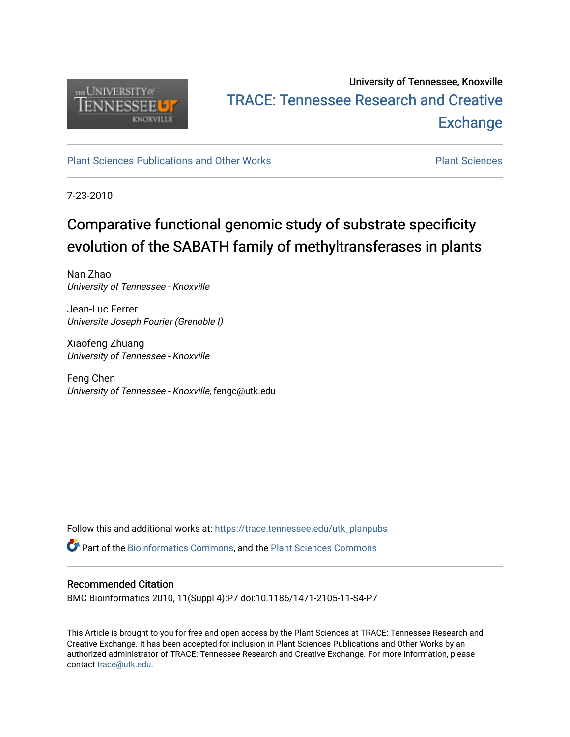University of Tennessee, Knoxville

TRACE: Tennessee Research and Creative Exchange

Plant Sciences Publications and Other Works

Plant Sciences

7-23-2010

# Comparative functional genomic study of substrate specificity evolution of the SABATH family of methyltransferases in plants

Nan Zhao
*University of Tennessee - Knoxville*

Jean-Luc Ferrer
*Universite Joseph Fourier (Grenoble I)*

Xiaofeng Zhuang
*University of Tennessee - Knoxville*

Feng Chen
*University of Tennessee - Knoxville*, fengc@utk.edu

Follow this and additional works at: https://trace.tennessee.edu/utk_planpubs

Part of the Bioinformatics Commons, and the Plant Sciences Commons

## Recommended Citation

BMC Bioinformatics 2010, 11(Suppl 4):P7 doi:10.1186/1471-2105-11-S4-P7

This Article is brought to you for free and open access by the Plant Sciences at TRACE: Tennessee Research and Creative Exchange. It has been accepted for inclusion in Plant Sciences Publications and Other Works by an authorized administrator of TRACE: Tennessee Research and Creative Exchange. For more information, please contact trace@utk.edu.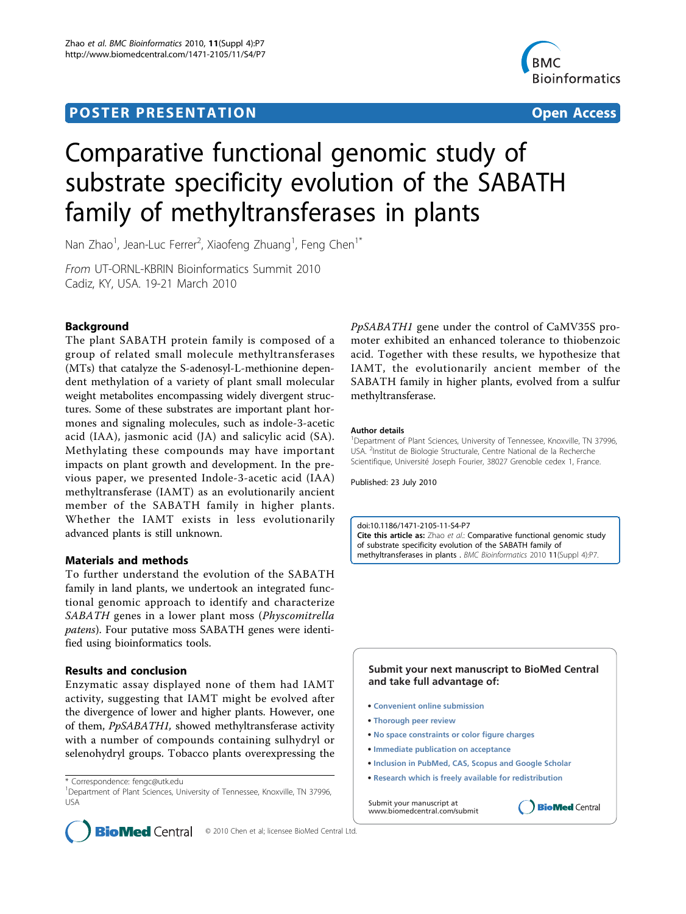# Comparative functional genomic study of substrate specificity evolution of the SABATH family of methyltransferases in plants

Nan Zhao[1], Jean-Luc Ferrer[2], Xiaofeng Zhuang[1], Feng Chen[1*]

*From* UT-ORNL-KBRIN Bioinformatics Summit 2010
Cadiz, KY, USA. 19-21 March 2010

## Background

The plant SABATH protein family is composed of a group of related small molecule methyltransferases (MTs) that catalyze the S-adenosyl-L-methionine dependent methylation of a variety of plant small molecular weight metabolites encompassing widely divergent structures. Some of these substrates are important plant hormones and signaling molecules, such as indole-3-acetic acid (IAA), jasmonic acid (JA) and salicylic acid (SA). Methylating these compounds may have important impacts on plant growth and development. In the previous paper, we presented Indole-3-acetic acid (IAA) methyltransferase (IAMT) as an evolutionarily ancient member of the SABATH family in higher plants. Whether the IAMT exists in less evolutionarily advanced plants is still unknown.

## Materials and methods

To further understand the evolution of the SABATH family in land plants, we undertook an integrated functional genomic approach to identify and characterize *SABATH* genes in a lower plant moss (*Physcomitrella patens*). Four putative moss SABATH genes were identified using bioinformatics tools.

## Results and conclusion

Enzymatic assay displayed none of them had IAMT activity, suggesting that IAMT might be evolved after the divergence of lower and higher plants. However, one of them, *PpSABATH1*, showed methyltransferase activity with a number of compounds containing sulhydryl or selenohydryl groups. Tobacco plants overexpressing the *PpSABATH1* gene under the control of CaMV35S promoter exhibited an enhanced tolerance to thiobenzoic acid. Together with these results, we hypothesize that IAMT, the evolutionarily ancient member of the SABATH family in higher plants, evolved from a sulfur methyltransferase.

\* Correspondence: fengc@utk.edu
[1]Department of Plant Sciences, University of Tennessee, Knoxville, TN 37996, USA

#### Author details

[1]Department of Plant Sciences, University of Tennessee, Knoxville, TN 37996, USA. [2]Institut de Biologie Structurale, Centre National de la Recherche Scientifique, Université Joseph Fourier, 38027 Grenoble cedex 1, France.

Published: 23 July 2010

doi:10.1186/1471-2105-11-S4-P7
**Cite this article as:** Zhao *et al.*: Comparative functional genomic study of substrate specificity evolution of the SABATH family of methyltransferases in plants. *BMC Bioinformatics* 2010 **11**(Suppl 4):P7.

© 2010 Chen et al; licensee BioMed Central Ltd.